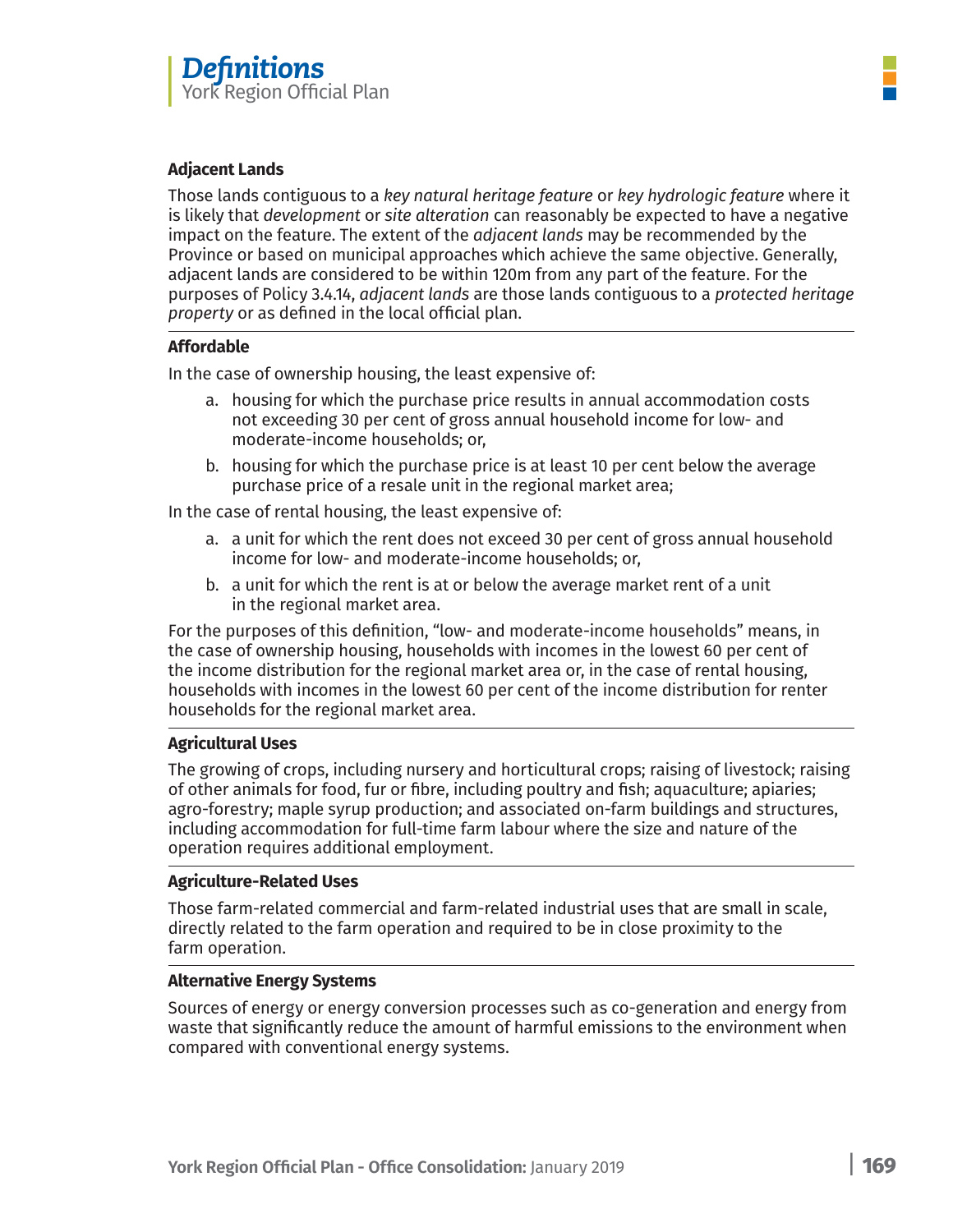# Definitions

York Region Official Plan

### Adjacent Lands

Those lands contiguous to a *key natural heritage feature* or *key hydrologic feature* where it is likely that *development* or *site alteration* can reasonably be expected to have a negative impact on the feature. The extent of the *adjacent lands* may be recommended by the Province or based on municipal approaches which achieve the same objective. Generally, adjacent lands are considered to be within 120m from any part of the feature. For the purposes of Policy 3.4.14, *adjacent lands* are those lands contiguous to a *protected heritage property* or as defined in the local official plan.

---

### Affordable

In the case of ownership housing, the least expensive of:

a. housing for which the purchase price results in annual accommodation costs not exceeding 30 per cent of gross annual household income for low- and moderate-income households; or,

b. housing for which the purchase price is at least 10 per cent below the average purchase price of a resale unit in the regional market area;

In the case of rental housing, the least expensive of:

a. a unit for which the rent does not exceed 30 per cent of gross annual household income for low- and moderate-income households; or,

b. a unit for which the rent is at or below the average market rent of a unit in the regional market area.

For the purposes of this definition, "low- and moderate-income households" means, in the case of ownership housing, households with incomes in the lowest 60 per cent of the income distribution for the regional market area or, in the case of rental housing, households with incomes in the lowest 60 per cent of the income distribution for renter households for the regional market area.

---

### Agricultural Uses

The growing of crops, including nursery and horticultural crops; raising of livestock; raising of other animals for food, fur or fibre, including poultry and fish; aquaculture; apiaries; agro-forestry; maple syrup production; and associated on-farm buildings and structures, including accommodation for full-time farm labour where the size and nature of the operation requires additional employment.

---

### Agriculture-Related Uses

Those farm-related commercial and farm-related industrial uses that are small in scale, directly related to the farm operation and required to be in close proximity to the farm operation.

---

### Alternative Energy Systems

Sources of energy or energy conversion processes such as co-generation and energy from waste that significantly reduce the amount of harmful emissions to the environment when compared with conventional energy systems.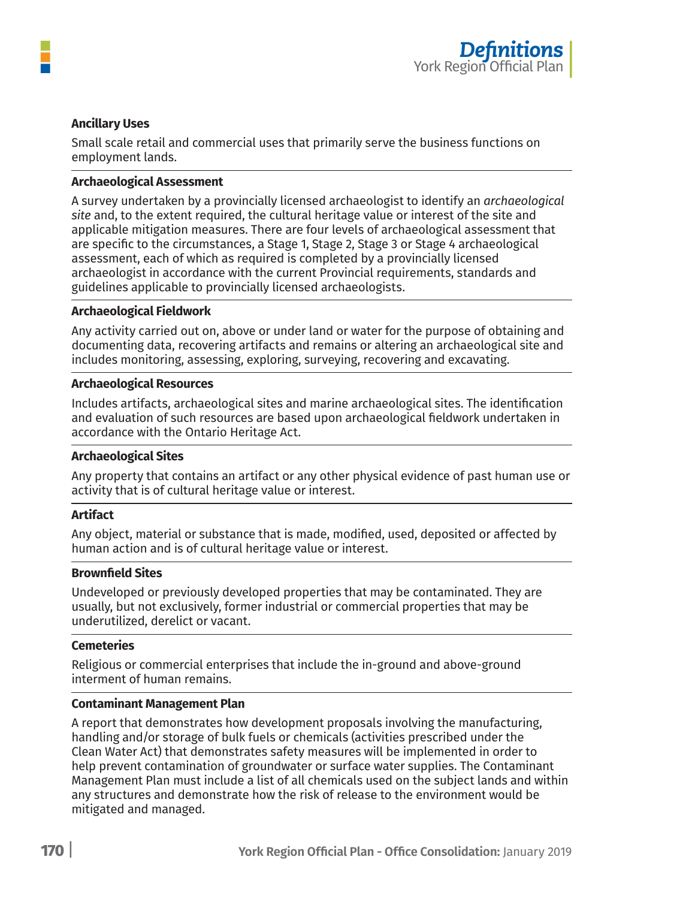**Ancillary Uses**

Small scale retail and commercial uses that primarily serve the business functions on employment lands.

**Archaeological Assessment**

A survey undertaken by a provincially licensed archaeologist to identify an *archaeological site* and, to the extent required, the cultural heritage value or interest of the site and applicable mitigation measures. There are four levels of archaeological assessment that are specific to the circumstances, a Stage 1, Stage 2, Stage 3 or Stage 4 archaeological assessment, each of which as required is completed by a provincially licensed archaeologist in accordance with the current Provincial requirements, standards and guidelines applicable to provincially licensed archaeologists.

**Archaeological Fieldwork**

Any activity carried out on, above or under land or water for the purpose of obtaining and documenting data, recovering artifacts and remains or altering an archaeological site and includes monitoring, assessing, exploring, surveying, recovering and excavating.

**Archaeological Resources**

Includes artifacts, archaeological sites and marine archaeological sites. The identification and evaluation of such resources are based upon archaeological fieldwork undertaken in accordance with the Ontario Heritage Act.

**Archaeological Sites**

Any property that contains an artifact or any other physical evidence of past human use or activity that is of cultural heritage value or interest.

**Artifact**

Any object, material or substance that is made, modified, used, deposited or affected by human action and is of cultural heritage value or interest.

**Brownfield Sites**

Undeveloped or previously developed properties that may be contaminated. They are usually, but not exclusively, former industrial or commercial properties that may be underutilized, derelict or vacant.

**Cemeteries**

Religious or commercial enterprises that include the in-ground and above-ground interment of human remains.

**Contaminant Management Plan**

A report that demonstrates how development proposals involving the manufacturing, handling and/or storage of bulk fuels or chemicals (activities prescribed under the Clean Water Act) that demonstrates safety measures will be implemented in order to help prevent contamination of groundwater or surface water supplies. The Contaminant Management Plan must include a list of all chemicals used on the subject lands and within any structures and demonstrate how the risk of release to the environment would be mitigated and managed.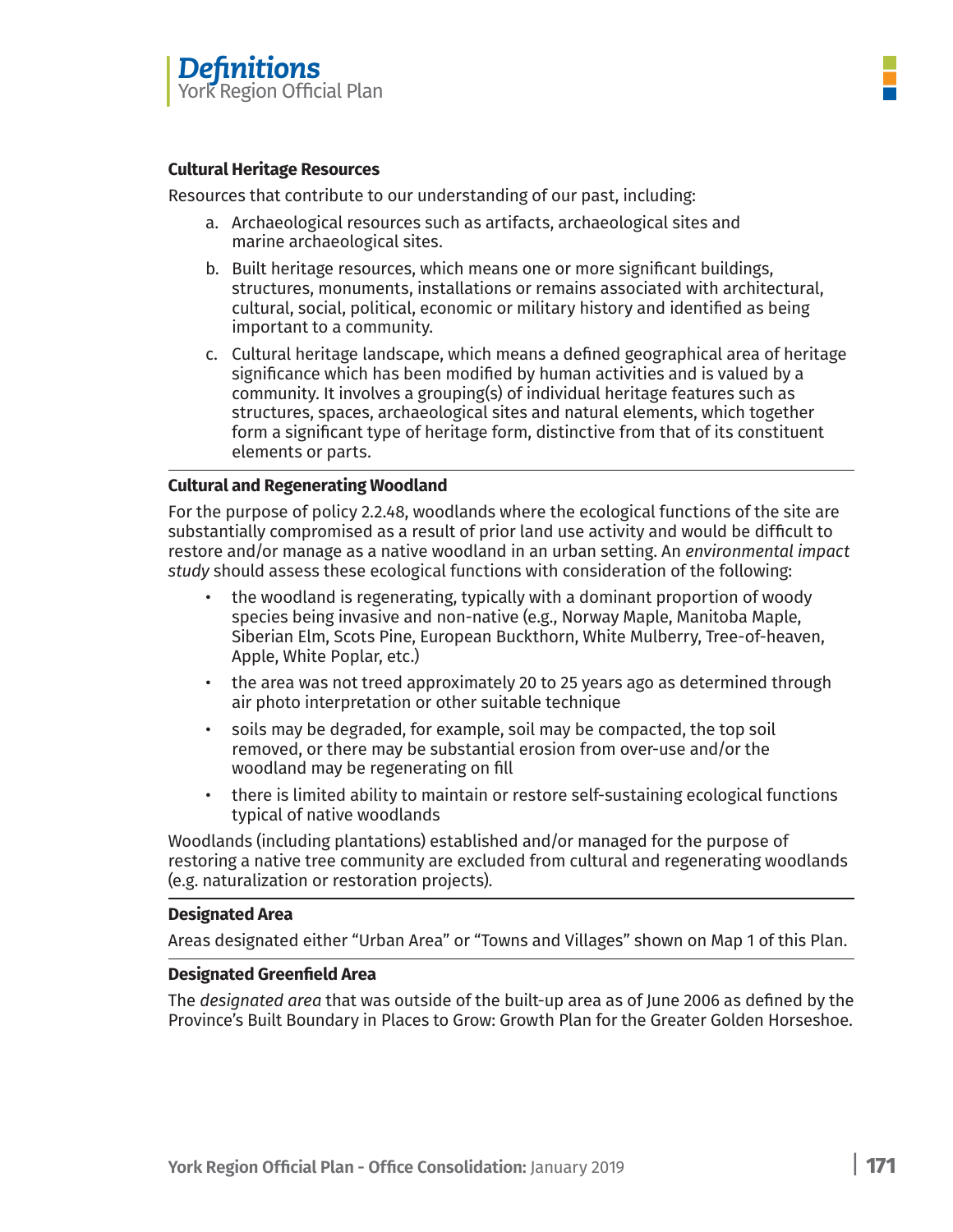**Cultural Heritage Resources**

Resources that contribute to our understanding of our past, including:

a. Archaeological resources such as artifacts, archaeological sites and marine archaeological sites.

b. Built heritage resources, which means one or more significant buildings, structures, monuments, installations or remains associated with architectural, cultural, social, political, economic or military history and identified as being important to a community.

c. Cultural heritage landscape, which means a defined geographical area of heritage significance which has been modified by human activities and is valued by a community. It involves a grouping(s) of individual heritage features such as structures, spaces, archaeological sites and natural elements, which together form a significant type of heritage form, distinctive from that of its constituent elements or parts.

---

**Cultural and Regenerating Woodland**

For the purpose of policy 2.2.48, woodlands where the ecological functions of the site are substantially compromised as a result of prior land use activity and would be difficult to restore and/or manage as a native woodland in an urban setting. An *environmental impact study* should assess these ecological functions with consideration of the following:

- the woodland is regenerating, typically with a dominant proportion of woody species being invasive and non-native (e.g., Norway Maple, Manitoba Maple, Siberian Elm, Scots Pine, European Buckthorn, White Mulberry, Tree-of-heaven, Apple, White Poplar, etc.)
- the area was not treed approximately 20 to 25 years ago as determined through air photo interpretation or other suitable technique
- soils may be degraded, for example, soil may be compacted, the top soil removed, or there may be substantial erosion from over-use and/or the woodland may be regenerating on fill
- there is limited ability to maintain or restore self-sustaining ecological functions typical of native woodlands

Woodlands (including plantations) established and/or managed for the purpose of restoring a native tree community are excluded from cultural and regenerating woodlands (e.g. naturalization or restoration projects).

---

**Designated Area**

Areas designated either "Urban Area" or "Towns and Villages" shown on Map 1 of this Plan.

---

**Designated Greenfield Area**

The *designated area* that was outside of the built-up area as of June 2006 as defined by the Province's Built Boundary in Places to Grow: Growth Plan for the Greater Golden Horseshoe.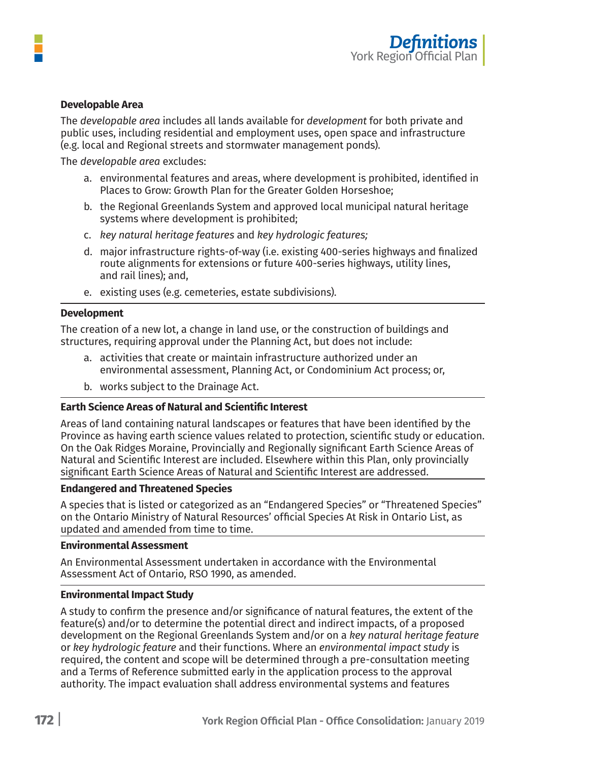**Developable Area**

The *developable area* includes all lands available for *development* for both private and public uses, including residential and employment uses, open space and infrastructure (e.g. local and Regional streets and stormwater management ponds).

The *developable area* excludes:

a. environmental features and areas, where development is prohibited, identified in Places to Grow: Growth Plan for the Greater Golden Horseshoe;

b. the Regional Greenlands System and approved local municipal natural heritage systems where development is prohibited;

c. *key natural heritage features* and *key hydrologic features;*

d. major infrastructure rights-of-way (i.e. existing 400-series highways and finalized route alignments for extensions or future 400-series highways, utility lines, and rail lines); and,

e. existing uses (e.g. cemeteries, estate subdivisions).

**Development**

The creation of a new lot, a change in land use, or the construction of buildings and structures, requiring approval under the Planning Act, but does not include:

a. activities that create or maintain infrastructure authorized under an environmental assessment, Planning Act, or Condominium Act process; or,

b. works subject to the Drainage Act.

**Earth Science Areas of Natural and Scientific Interest**

Areas of land containing natural landscapes or features that have been identified by the Province as having earth science values related to protection, scientific study or education. On the Oak Ridges Moraine, Provincially and Regionally significant Earth Science Areas of Natural and Scientific Interest are included. Elsewhere within this Plan, only provincially significant Earth Science Areas of Natural and Scientific Interest are addressed.

**Endangered and Threatened Species**

A species that is listed or categorized as an "Endangered Species" or "Threatened Species" on the Ontario Ministry of Natural Resources' official Species At Risk in Ontario List, as updated and amended from time to time.

**Environmental Assessment**

An Environmental Assessment undertaken in accordance with the Environmental Assessment Act of Ontario, RSO 1990, as amended.

**Environmental Impact Study**

A study to confirm the presence and/or significance of natural features, the extent of the feature(s) and/or to determine the potential direct and indirect impacts, of a proposed development on the Regional Greenlands System and/or on a *key natural heritage feature* or *key hydrologic feature* and their functions. Where an *environmental impact study* is required, the content and scope will be determined through a pre-consultation meeting and a Terms of Reference submitted early in the application process to the approval authority. The impact evaluation shall address environmental systems and features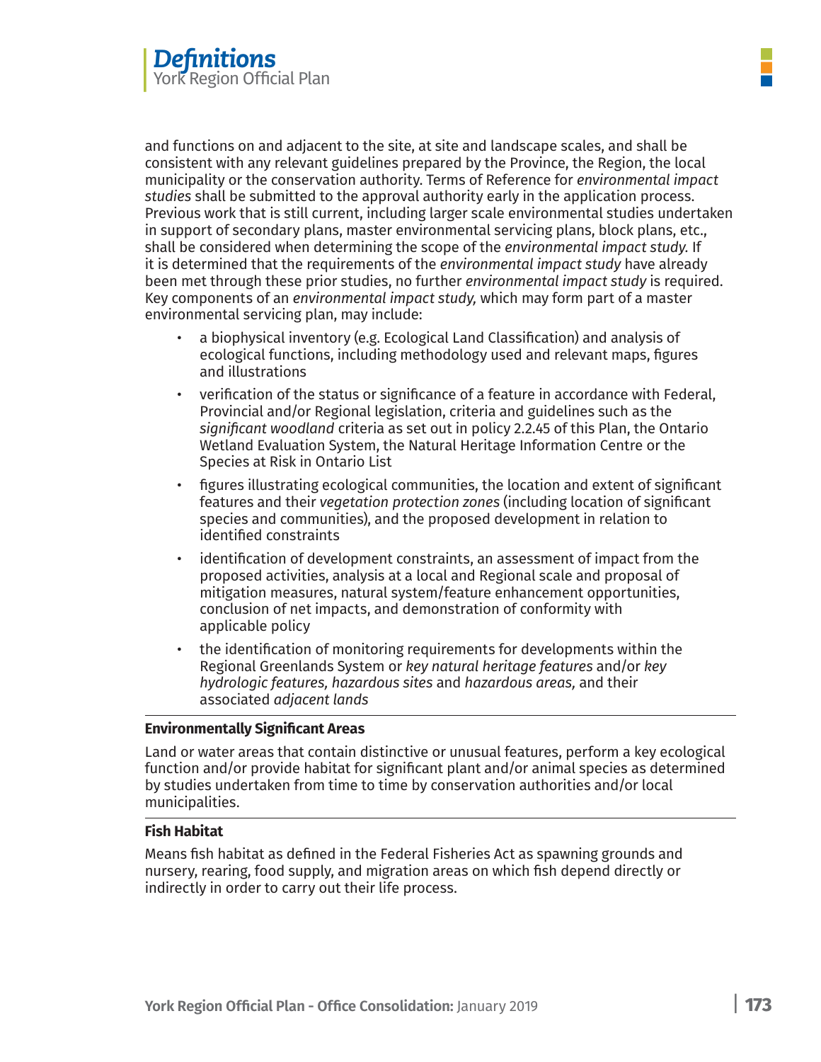and functions on and adjacent to the site, at site and landscape scales, and shall be consistent with any relevant guidelines prepared by the Province, the Region, the local municipality or the conservation authority. Terms of Reference for *environmental impact studies* shall be submitted to the approval authority early in the application process. Previous work that is still current, including larger scale environmental studies undertaken in support of secondary plans, master environmental servicing plans, block plans, etc., shall be considered when determining the scope of the *environmental impact study.* If it is determined that the requirements of the *environmental impact study* have already been met through these prior studies, no further *environmental impact study* is required. Key components of an *environmental impact study,* which may form part of a master environmental servicing plan, may include:

- a biophysical inventory (e.g. Ecological Land Classification) and analysis of ecological functions, including methodology used and relevant maps, figures and illustrations
- verification of the status or significance of a feature in accordance with Federal, Provincial and/or Regional legislation, criteria and guidelines such as the *significant woodland* criteria as set out in policy 2.2.45 of this Plan, the Ontario Wetland Evaluation System, the Natural Heritage Information Centre or the Species at Risk in Ontario List
- figures illustrating ecological communities, the location and extent of significant features and their *vegetation protection zones* (including location of significant species and communities), and the proposed development in relation to identified constraints
- identification of development constraints, an assessment of impact from the proposed activities, analysis at a local and Regional scale and proposal of mitigation measures, natural system/feature enhancement opportunities, conclusion of net impacts, and demonstration of conformity with applicable policy
- the identification of monitoring requirements for developments within the Regional Greenlands System or *key natural heritage features* and/or *key hydrologic features, hazardous sites* and *hazardous areas,* and their associated *adjacent lands*

---

**Environmentally Significant Areas**

Land or water areas that contain distinctive or unusual features, perform a key ecological function and/or provide habitat for significant plant and/or animal species as determined by studies undertaken from time to time by conservation authorities and/or local municipalities.

---

**Fish Habitat**

Means fish habitat as defined in the Federal Fisheries Act as spawning grounds and nursery, rearing, food supply, and migration areas on which fish depend directly or indirectly in order to carry out their life process.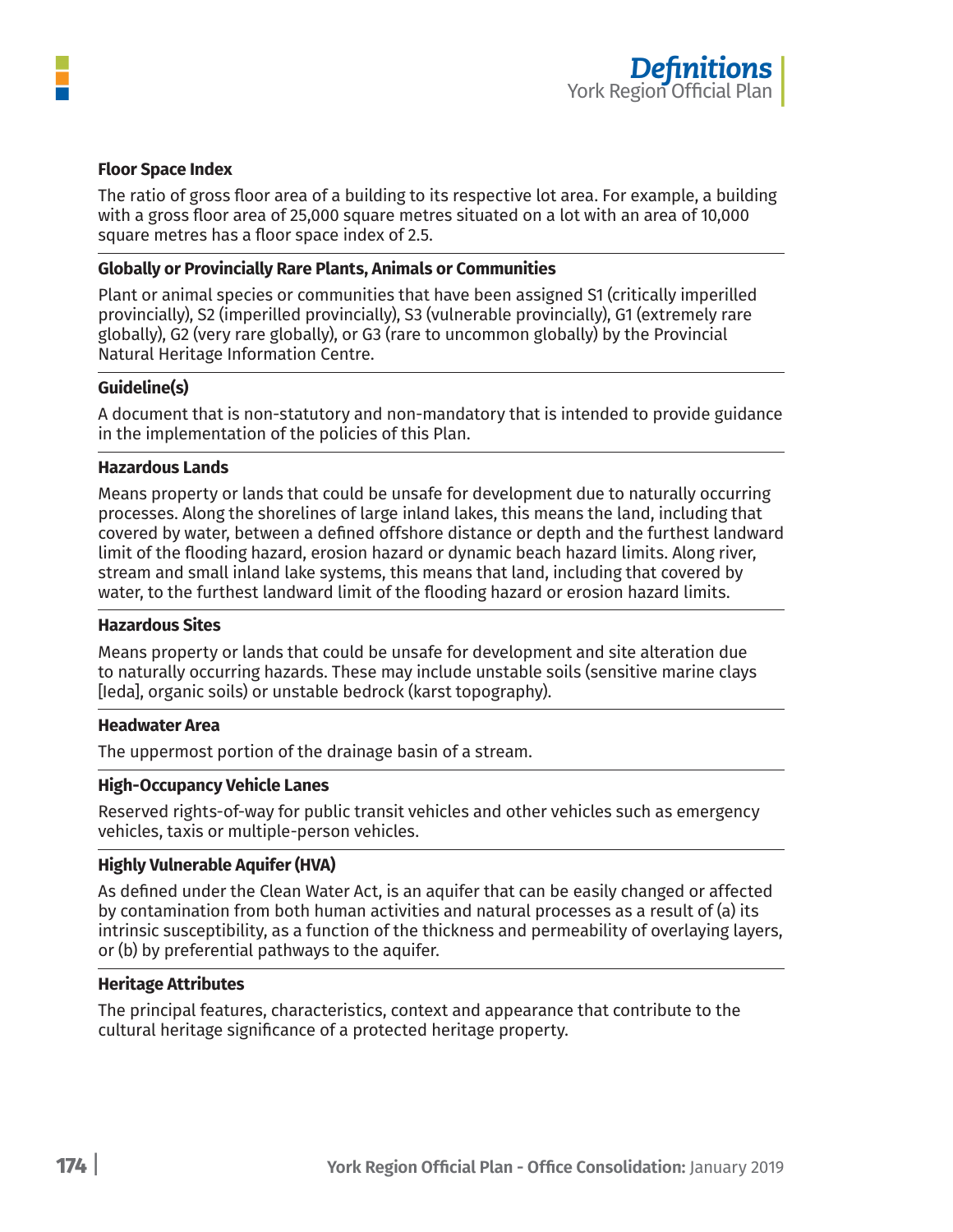**Floor Space Index**

The ratio of gross floor area of a building to its respective lot area. For example, a building with a gross floor area of 25,000 square metres situated on a lot with an area of 10,000 square metres has a floor space index of 2.5.

**Globally or Provincially Rare Plants, Animals or Communities**

Plant or animal species or communities that have been assigned S1 (critically imperilled provincially), S2 (imperilled provincially), S3 (vulnerable provincially), G1 (extremely rare globally), G2 (very rare globally), or G3 (rare to uncommon globally) by the Provincial Natural Heritage Information Centre.

**Guideline(s)**

A document that is non-statutory and non-mandatory that is intended to provide guidance in the implementation of the policies of this Plan.

**Hazardous Lands**

Means property or lands that could be unsafe for development due to naturally occurring processes. Along the shorelines of large inland lakes, this means the land, including that covered by water, between a defined offshore distance or depth and the furthest landward limit of the flooding hazard, erosion hazard or dynamic beach hazard limits. Along river, stream and small inland lake systems, this means that land, including that covered by water, to the furthest landward limit of the flooding hazard or erosion hazard limits.

**Hazardous Sites**

Means property or lands that could be unsafe for development and site alteration due to naturally occurring hazards. These may include unstable soils (sensitive marine clays [leda], organic soils) or unstable bedrock (karst topography).

**Headwater Area**

The uppermost portion of the drainage basin of a stream.

**High-Occupancy Vehicle Lanes**

Reserved rights-of-way for public transit vehicles and other vehicles such as emergency vehicles, taxis or multiple-person vehicles.

**Highly Vulnerable Aquifer (HVA)**

As defined under the Clean Water Act, is an aquifer that can be easily changed or affected by contamination from both human activities and natural processes as a result of (a) its intrinsic susceptibility, as a function of the thickness and permeability of overlaying layers, or (b) by preferential pathways to the aquifer.

**Heritage Attributes**

The principal features, characteristics, context and appearance that contribute to the cultural heritage significance of a protected heritage property.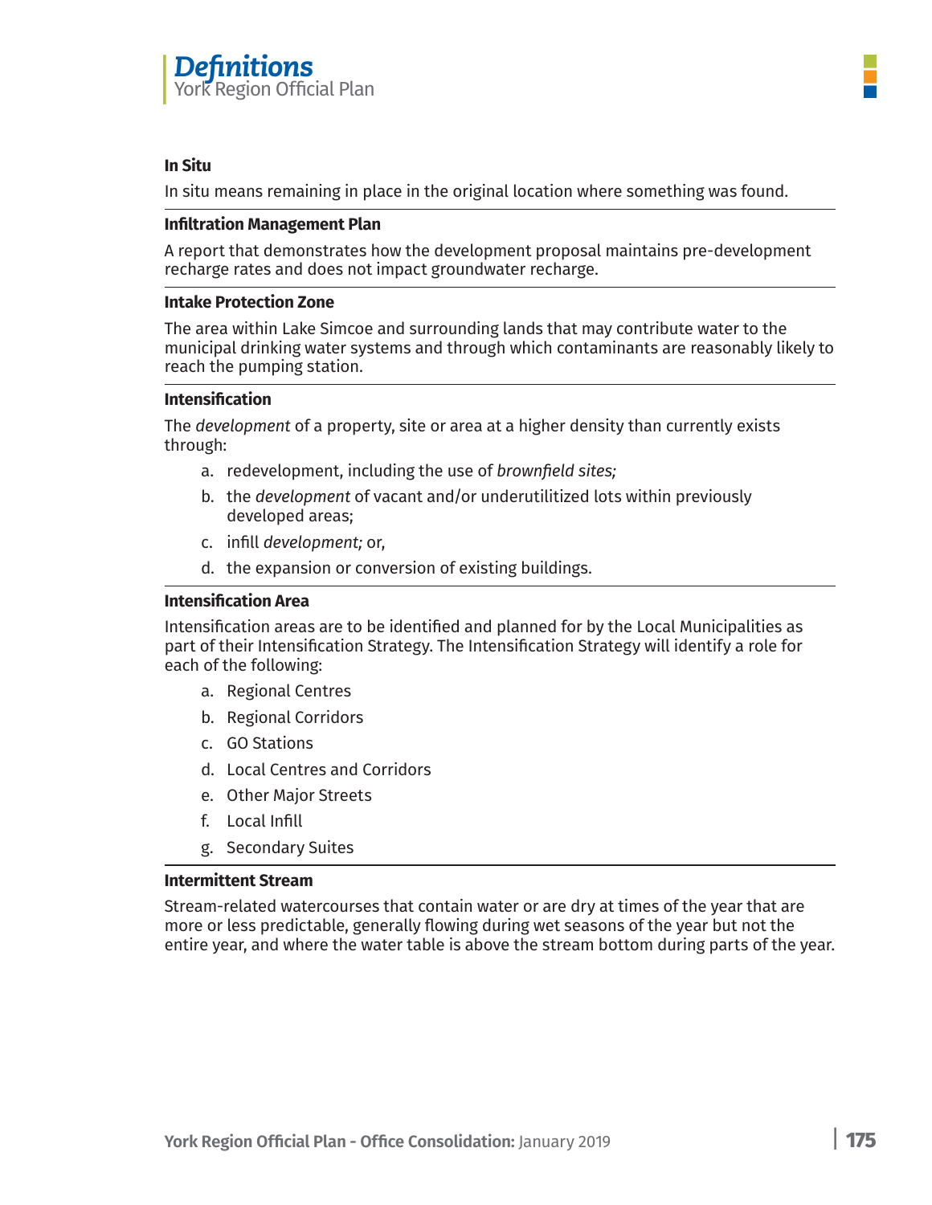**In Situ**

In situ means remaining in place in the original location where something was found.

**Infiltration Management Plan**

A report that demonstrates how the development proposal maintains pre-development recharge rates and does not impact groundwater recharge.

**Intake Protection Zone**

The area within Lake Simcoe and surrounding lands that may contribute water to the municipal drinking water systems and through which contaminants are reasonably likely to reach the pumping station.

**Intensification**

The *development* of a property, site or area at a higher density than currently exists through:

a. redevelopment, including the use of *brownfield sites;*

b. the *development* of vacant and/or underutilitized lots within previously developed areas;

c. infill *development;* or,

d. the expansion or conversion of existing buildings.

**Intensification Area**

Intensification areas are to be identified and planned for by the Local Municipalities as part of their Intensification Strategy. The Intensification Strategy will identify a role for each of the following:

a. Regional Centres

b. Regional Corridors

c. GO Stations

d. Local Centres and Corridors

e. Other Major Streets

f. Local Infill

g. Secondary Suites

**Intermittent Stream**

Stream-related watercourses that contain water or are dry at times of the year that are more or less predictable, generally flowing during wet seasons of the year but not the entire year, and where the water table is above the stream bottom during parts of the year.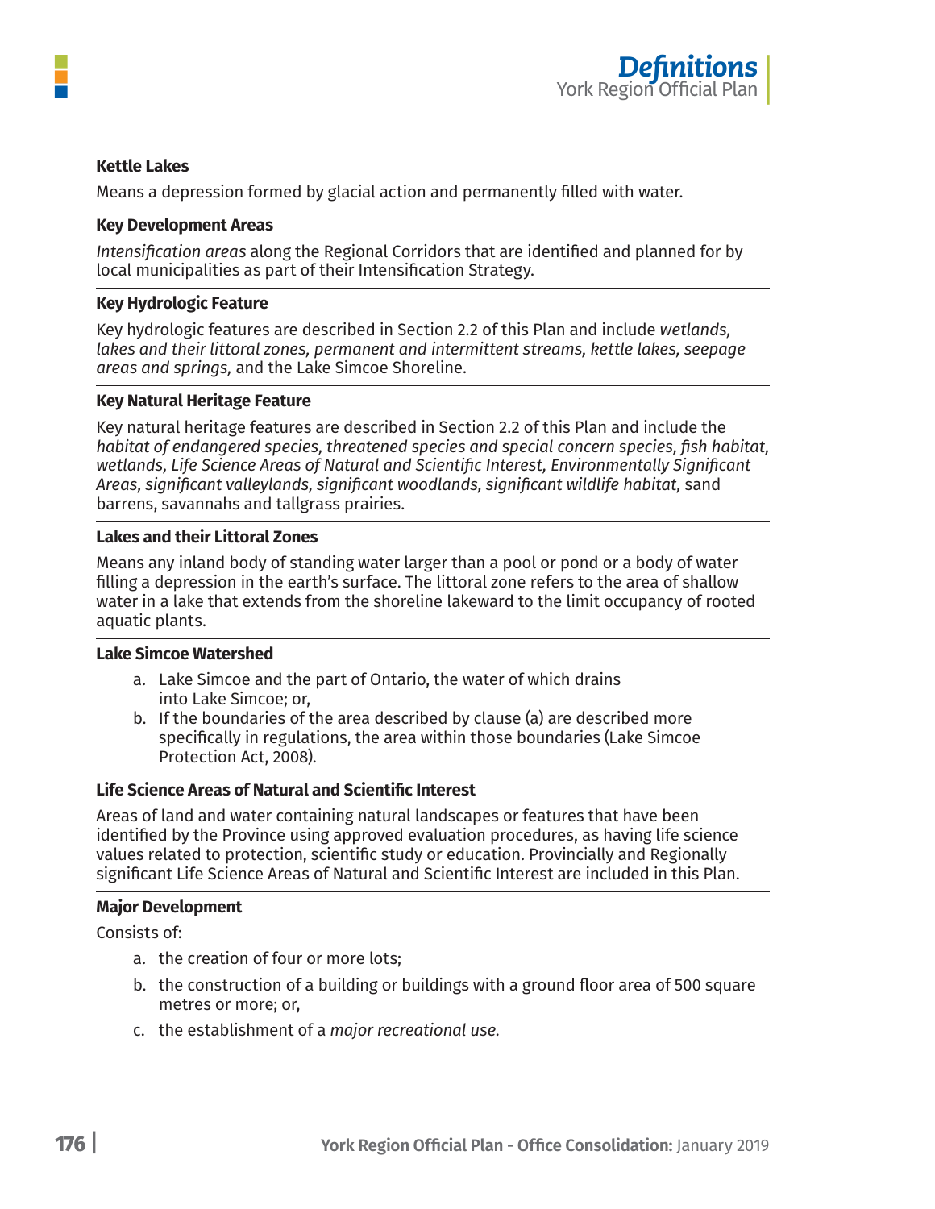**Kettle Lakes**

Means a depression formed by glacial action and permanently filled with water.

**Key Development Areas**

*Intensification areas* along the Regional Corridors that are identified and planned for by local municipalities as part of their Intensification Strategy.

**Key Hydrologic Feature**

Key hydrologic features are described in Section 2.2 of this Plan and include *wetlands, lakes and their littoral zones, permanent and intermittent streams, kettle lakes, seepage areas and springs,* and the Lake Simcoe Shoreline.

**Key Natural Heritage Feature**

Key natural heritage features are described in Section 2.2 of this Plan and include the *habitat of endangered species, threatened species and special concern species, fish habitat, wetlands, Life Science Areas of Natural and Scientific Interest, Environmentally Significant Areas, significant valleylands, significant woodlands, significant wildlife habitat,* sand barrens, savannahs and tallgrass prairies.

**Lakes and their Littoral Zones**

Means any inland body of standing water larger than a pool or pond or a body of water filling a depression in the earth's surface. The littoral zone refers to the area of shallow water in a lake that extends from the shoreline lakeward to the limit occupancy of rooted aquatic plants.

**Lake Simcoe Watershed**

a. Lake Simcoe and the part of Ontario, the water of which drains into Lake Simcoe; or,
b. If the boundaries of the area described by clause (a) are described more specifically in regulations, the area within those boundaries (Lake Simcoe Protection Act, 2008).

**Life Science Areas of Natural and Scientific Interest**

Areas of land and water containing natural landscapes or features that have been identified by the Province using approved evaluation procedures, as having life science values related to protection, scientific study or education. Provincially and Regionally significant Life Science Areas of Natural and Scientific Interest are included in this Plan.

**Major Development**

Consists of:

a. the creation of four or more lots;
b. the construction of a building or buildings with a ground floor area of 500 square metres or more; or,
c. the establishment of a *major recreational use.*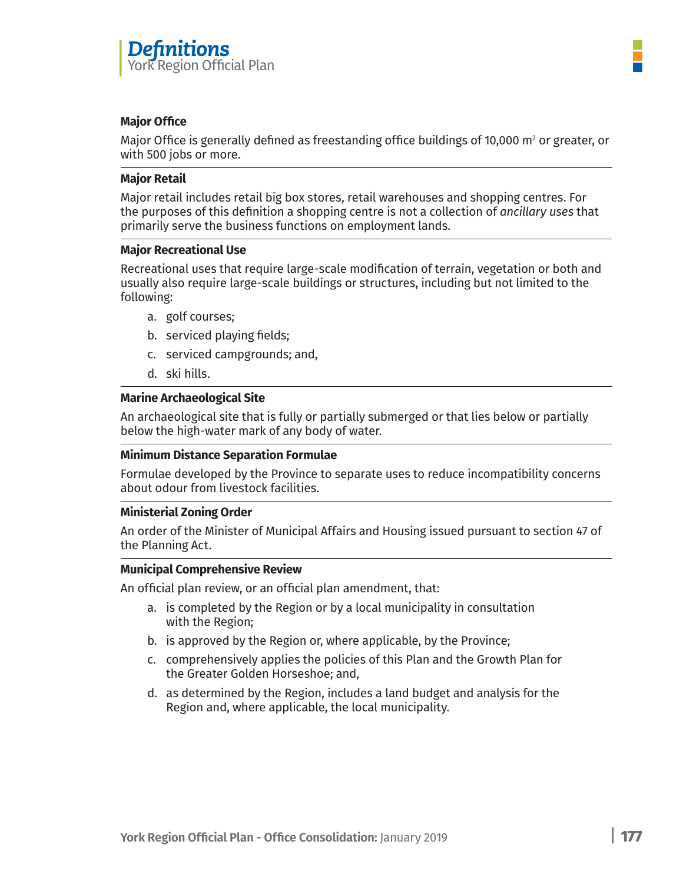**Major Office**

Major Office is generally defined as freestanding office buildings of 10,000 $m^2$ or greater, or with 500 jobs or more.

**Major Retail**

Major retail includes retail big box stores, retail warehouses and shopping centres. For the purposes of this definition a shopping centre is not a collection of *ancillary uses* that primarily serve the business functions on employment lands.

**Major Recreational Use**

Recreational uses that require large-scale modification of terrain, vegetation or both and usually also require large-scale buildings or structures, including but not limited to the following:

a. golf courses;

b. serviced playing fields;

c. serviced campgrounds; and,

d. ski hills.

**Marine Archaeological Site**

An archaeological site that is fully or partially submerged or that lies below or partially below the high-water mark of any body of water.

**Minimum Distance Separation Formulae**

Formulae developed by the Province to separate uses to reduce incompatibility concerns about odour from livestock facilities.

**Ministerial Zoning Order**

An order of the Minister of Municipal Affairs and Housing issued pursuant to section 47 of the Planning Act.

**Municipal Comprehensive Review**

An official plan review, or an official plan amendment, that:

a. is completed by the Region or by a local municipality in consultation with the Region;

b. is approved by the Region or, where applicable, by the Province;

c. comprehensively applies the policies of this Plan and the Growth Plan for the Greater Golden Horseshoe; and,

d. as determined by the Region, includes a land budget and analysis for the Region and, where applicable, the local municipality.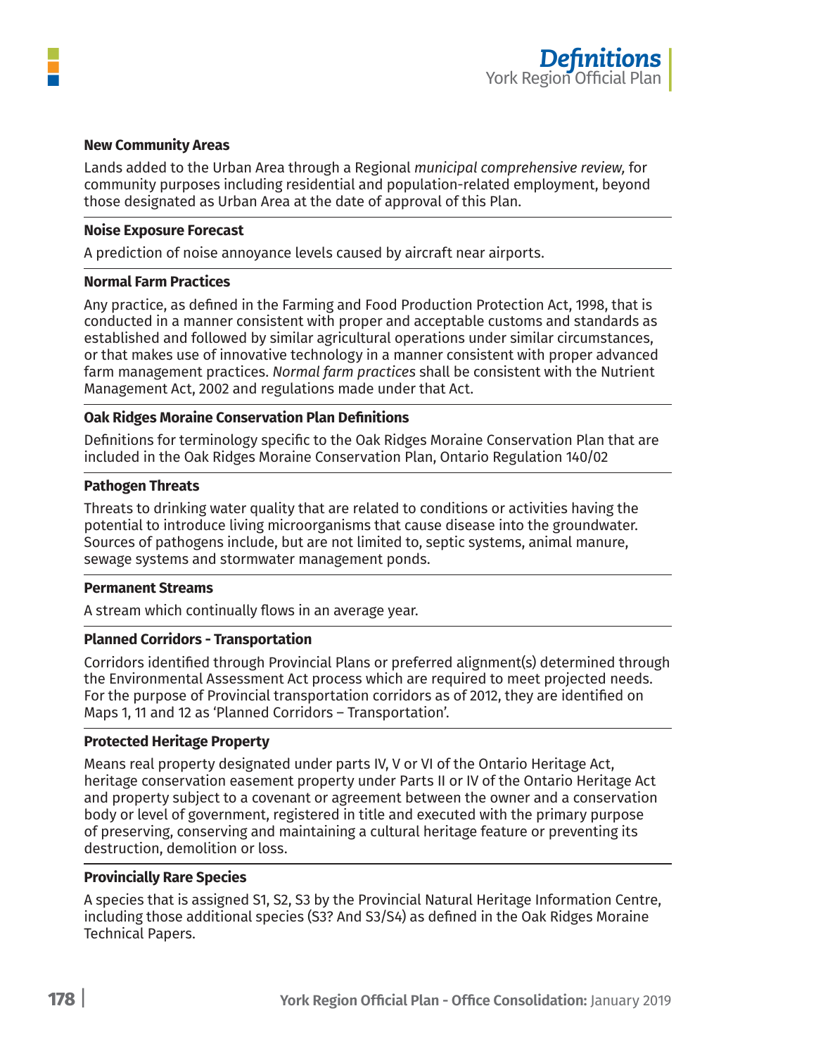**New Community Areas**

Lands added to the Urban Area through a Regional *municipal comprehensive review,* for community purposes including residential and population-related employment, beyond those designated as Urban Area at the date of approval of this Plan.

---

**Noise Exposure Forecast**

A prediction of noise annoyance levels caused by aircraft near airports.

---

**Normal Farm Practices**

Any practice, as defined in the Farming and Food Production Protection Act, 1998, that is conducted in a manner consistent with proper and acceptable customs and standards as established and followed by similar agricultural operations under similar circumstances, or that makes use of innovative technology in a manner consistent with proper advanced farm management practices. *Normal farm practices* shall be consistent with the Nutrient Management Act, 2002 and regulations made under that Act.

---

**Oak Ridges Moraine Conservation Plan Definitions**

Definitions for terminology specific to the Oak Ridges Moraine Conservation Plan that are included in the Oak Ridges Moraine Conservation Plan, Ontario Regulation 140/02

---

**Pathogen Threats**

Threats to drinking water quality that are related to conditions or activities having the potential to introduce living microorganisms that cause disease into the groundwater. Sources of pathogens include, but are not limited to, septic systems, animal manure, sewage systems and stormwater management ponds.

---

**Permanent Streams**

A stream which continually flows in an average year.

---

**Planned Corridors - Transportation**

Corridors identified through Provincial Plans or preferred alignment(s) determined through the Environmental Assessment Act process which are required to meet projected needs. For the purpose of Provincial transportation corridors as of 2012, they are identified on Maps 1, 11 and 12 as 'Planned Corridors – Transportation'.

---

**Protected Heritage Property**

Means real property designated under parts IV, V or VI of the Ontario Heritage Act, heritage conservation easement property under Parts II or IV of the Ontario Heritage Act and property subject to a covenant or agreement between the owner and a conservation body or level of government, registered in title and executed with the primary purpose of preserving, conserving and maintaining a cultural heritage feature or preventing its destruction, demolition or loss.

---

**Provincially Rare Species**

A species that is assigned S1, S2, S3 by the Provincial Natural Heritage Information Centre, including those additional species (S3? And S3/S4) as defined in the Oak Ridges Moraine Technical Papers.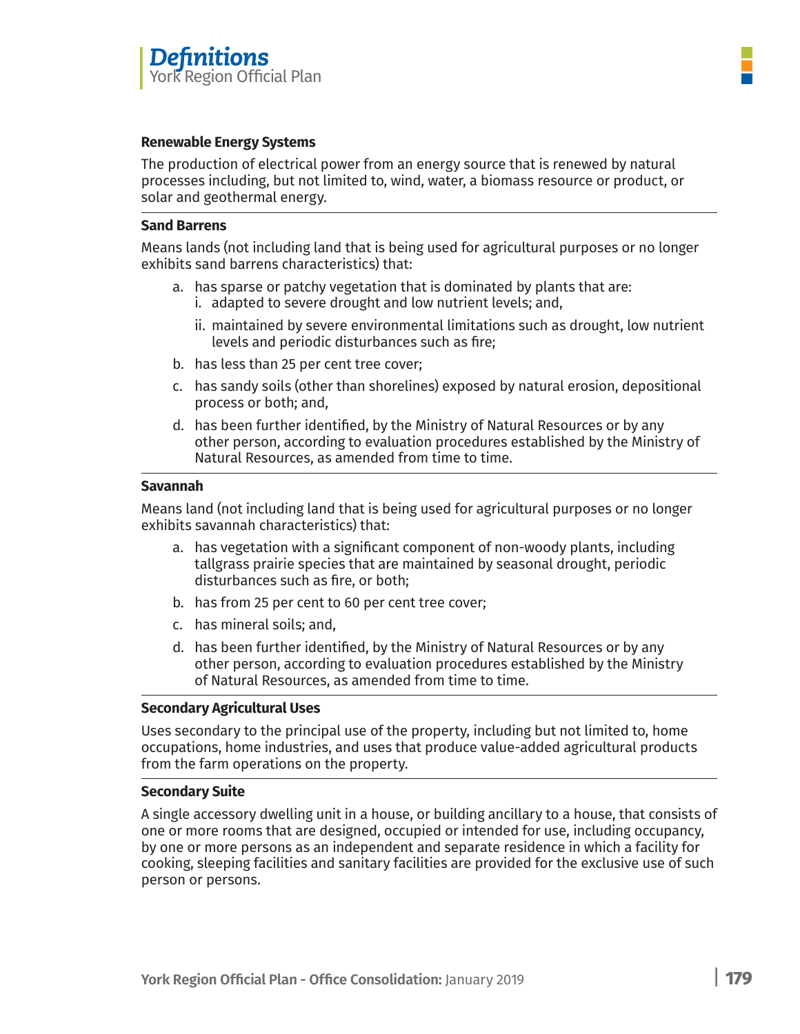### Renewable Energy Systems

The production of electrical power from an energy source that is renewed by natural processes including, but not limited to, wind, water, a biomass resource or product, or solar and geothermal energy.

### Sand Barrens

Means lands (not including land that is being used for agricultural purposes or no longer exhibits sand barrens characteristics) that:

a. has sparse or patchy vegetation that is dominated by plants that are:
   i. adapted to severe drought and low nutrient levels; and,
   ii. maintained by severe environmental limitations such as drought, low nutrient levels and periodic disturbances such as fire;
b. has less than 25 per cent tree cover;
c. has sandy soils (other than shorelines) exposed by natural erosion, depositional process or both; and,
d. has been further identified, by the Ministry of Natural Resources or by any other person, according to evaluation procedures established by the Ministry of Natural Resources, as amended from time to time.

### Savannah

Means land (not including land that is being used for agricultural purposes or no longer exhibits savannah characteristics) that:

a. has vegetation with a significant component of non-woody plants, including tallgrass prairie species that are maintained by seasonal drought, periodic disturbances such as fire, or both;
b. has from 25 per cent to 60 per cent tree cover;
c. has mineral soils; and,
d. has been further identified, by the Ministry of Natural Resources or by any other person, according to evaluation procedures established by the Ministry of Natural Resources, as amended from time to time.

### Secondary Agricultural Uses

Uses secondary to the principal use of the property, including but not limited to, home occupations, home industries, and uses that produce value-added agricultural products from the farm operations on the property.

### Secondary Suite

A single accessory dwelling unit in a house, or building ancillary to a house, that consists of one or more rooms that are designed, occupied or intended for use, including occupancy, by one or more persons as an independent and separate residence in which a facility for cooking, sleeping facilities and sanitary facilities are provided for the exclusive use of such person or persons.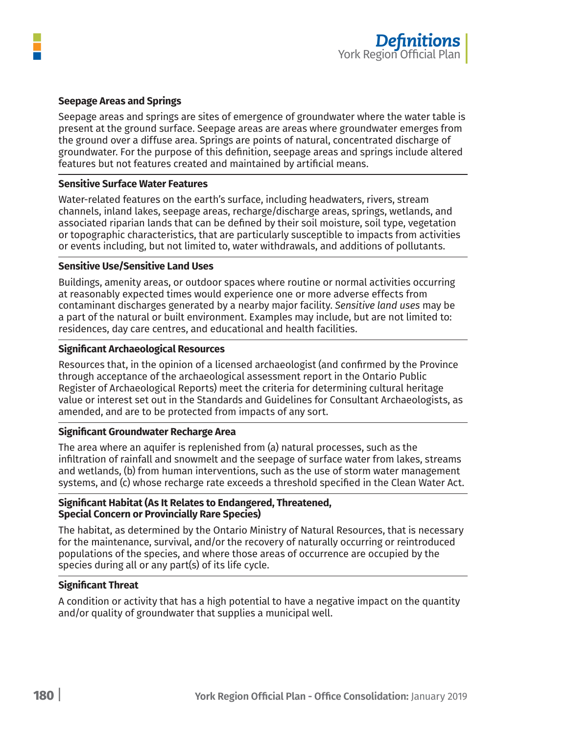**Seepage Areas and Springs**

Seepage areas and springs are sites of emergence of groundwater where the water table is present at the ground surface. Seepage areas are areas where groundwater emerges from the ground over a diffuse area. Springs are points of natural, concentrated discharge of groundwater. For the purpose of this definition, seepage areas and springs include altered features but not features created and maintained by artificial means.

**Sensitive Surface Water Features**

Water-related features on the earth's surface, including headwaters, rivers, stream channels, inland lakes, seepage areas, recharge/discharge areas, springs, wetlands, and associated riparian lands that can be defined by their soil moisture, soil type, vegetation or topographic characteristics, that are particularly susceptible to impacts from activities or events including, but not limited to, water withdrawals, and additions of pollutants.

**Sensitive Use/Sensitive Land Uses**

Buildings, amenity areas, or outdoor spaces where routine or normal activities occurring at reasonably expected times would experience one or more adverse effects from contaminant discharges generated by a nearby major facility. *Sensitive land uses* may be a part of the natural or built environment. Examples may include, but are not limited to: residences, day care centres, and educational and health facilities.

**Significant Archaeological Resources**

Resources that, in the opinion of a licensed archaeologist (and confirmed by the Province through acceptance of the archaeological assessment report in the Ontario Public Register of Archaeological Reports) meet the criteria for determining cultural heritage value or interest set out in the Standards and Guidelines for Consultant Archaeologists, as amended, and are to be protected from impacts of any sort.

**Significant Groundwater Recharge Area**

The area where an aquifer is replenished from (a) natural processes, such as the infiltration of rainfall and snowmelt and the seepage of surface water from lakes, streams and wetlands, (b) from human interventions, such as the use of storm water management systems, and (c) whose recharge rate exceeds a threshold specified in the Clean Water Act.

**Significant Habitat (As It Relates to Endangered, Threatened, Special Concern or Provincially Rare Species)**

The habitat, as determined by the Ontario Ministry of Natural Resources, that is necessary for the maintenance, survival, and/or the recovery of naturally occurring or reintroduced populations of the species, and where those areas of occurrence are occupied by the species during all or any part(s) of its life cycle.

**Significant Threat**

A condition or activity that has a high potential to have a negative impact on the quantity and/or quality of groundwater that supplies a municipal well.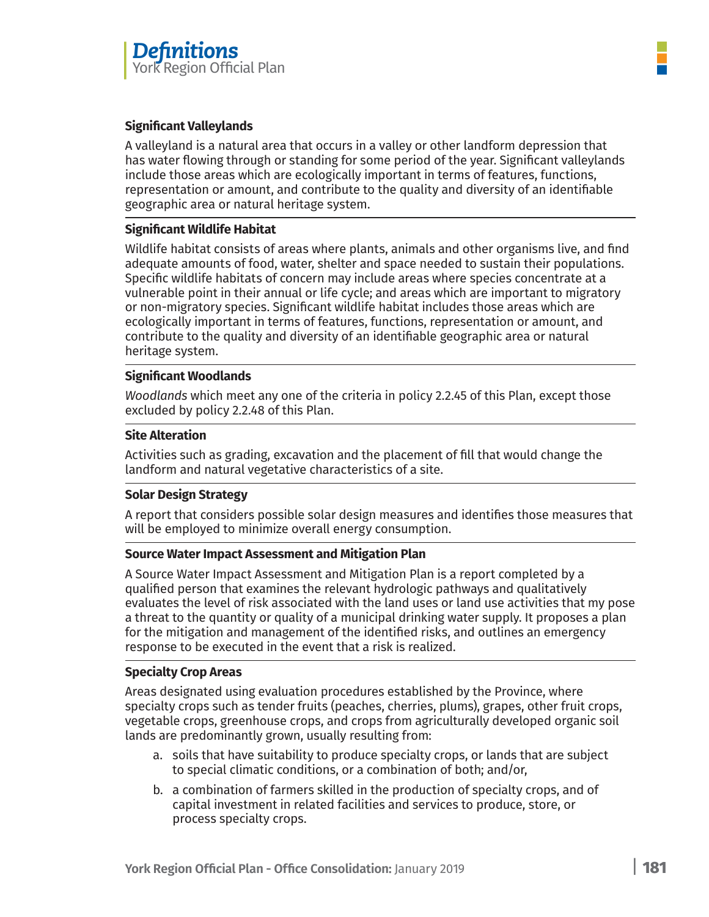**Significant Valleylands**

A valleyland is a natural area that occurs in a valley or other landform depression that has water flowing through or standing for some period of the year. Significant valleylands include those areas which are ecologically important in terms of features, functions, representation or amount, and contribute to the quality and diversity of an identifiable geographic area or natural heritage system.

**Significant Wildlife Habitat**

Wildlife habitat consists of areas where plants, animals and other organisms live, and find adequate amounts of food, water, shelter and space needed to sustain their populations. Specific wildlife habitats of concern may include areas where species concentrate at a vulnerable point in their annual or life cycle; and areas which are important to migratory or non-migratory species. Significant wildlife habitat includes those areas which are ecologically important in terms of features, functions, representation or amount, and contribute to the quality and diversity of an identifiable geographic area or natural heritage system.

**Significant Woodlands**

*Woodlands* which meet any one of the criteria in policy 2.2.45 of this Plan, except those excluded by policy 2.2.48 of this Plan.

**Site Alteration**

Activities such as grading, excavation and the placement of fill that would change the landform and natural vegetative characteristics of a site.

**Solar Design Strategy**

A report that considers possible solar design measures and identifies those measures that will be employed to minimize overall energy consumption.

**Source Water Impact Assessment and Mitigation Plan**

A Source Water Impact Assessment and Mitigation Plan is a report completed by a qualified person that examines the relevant hydrologic pathways and qualitatively evaluates the level of risk associated with the land uses or land use activities that my pose a threat to the quantity or quality of a municipal drinking water supply. It proposes a plan for the mitigation and management of the identified risks, and outlines an emergency response to be executed in the event that a risk is realized.

**Specialty Crop Areas**

Areas designated using evaluation procedures established by the Province, where specialty crops such as tender fruits (peaches, cherries, plums), grapes, other fruit crops, vegetable crops, greenhouse crops, and crops from agriculturally developed organic soil lands are predominantly grown, usually resulting from:

a. soils that have suitability to produce specialty crops, or lands that are subject to special climatic conditions, or a combination of both; and/or,

b. a combination of farmers skilled in the production of specialty crops, and of capital investment in related facilities and services to produce, store, or process specialty crops.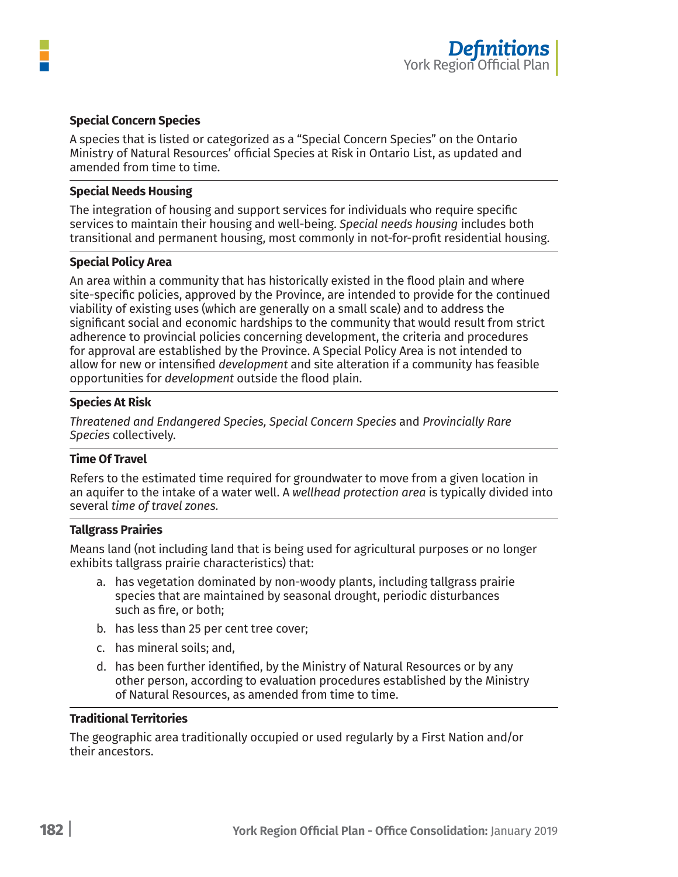**Special Concern Species**

A species that is listed or categorized as a "Special Concern Species" on the Ontario Ministry of Natural Resources' official Species at Risk in Ontario List, as updated and amended from time to time.

**Special Needs Housing**

The integration of housing and support services for individuals who require specific services to maintain their housing and well-being. *Special needs housing* includes both transitional and permanent housing, most commonly in not-for-profit residential housing.

**Special Policy Area**

An area within a community that has historically existed in the flood plain and where site-specific policies, approved by the Province, are intended to provide for the continued viability of existing uses (which are generally on a small scale) and to address the significant social and economic hardships to the community that would result from strict adherence to provincial policies concerning development, the criteria and procedures for approval are established by the Province. A Special Policy Area is not intended to allow for new or intensified *development* and site alteration if a community has feasible opportunities for *development* outside the flood plain.

**Species At Risk**

*Threatened and Endangered Species, Special Concern Species* and *Provincially Rare Species* collectively.

**Time Of Travel**

Refers to the estimated time required for groundwater to move from a given location in an aquifer to the intake of a water well. A *wellhead protection area* is typically divided into several *time of travel zones*.

**Tallgrass Prairies**

Means land (not including land that is being used for agricultural purposes or no longer exhibits tallgrass prairie characteristics) that:

a. has vegetation dominated by non-woody plants, including tallgrass prairie species that are maintained by seasonal drought, periodic disturbances such as fire, or both;
b. has less than 25 per cent tree cover;
c. has mineral soils; and,
d. has been further identified, by the Ministry of Natural Resources or by any other person, according to evaluation procedures established by the Ministry of Natural Resources, as amended from time to time.

**Traditional Territories**

The geographic area traditionally occupied or used regularly by a First Nation and/or their ancestors.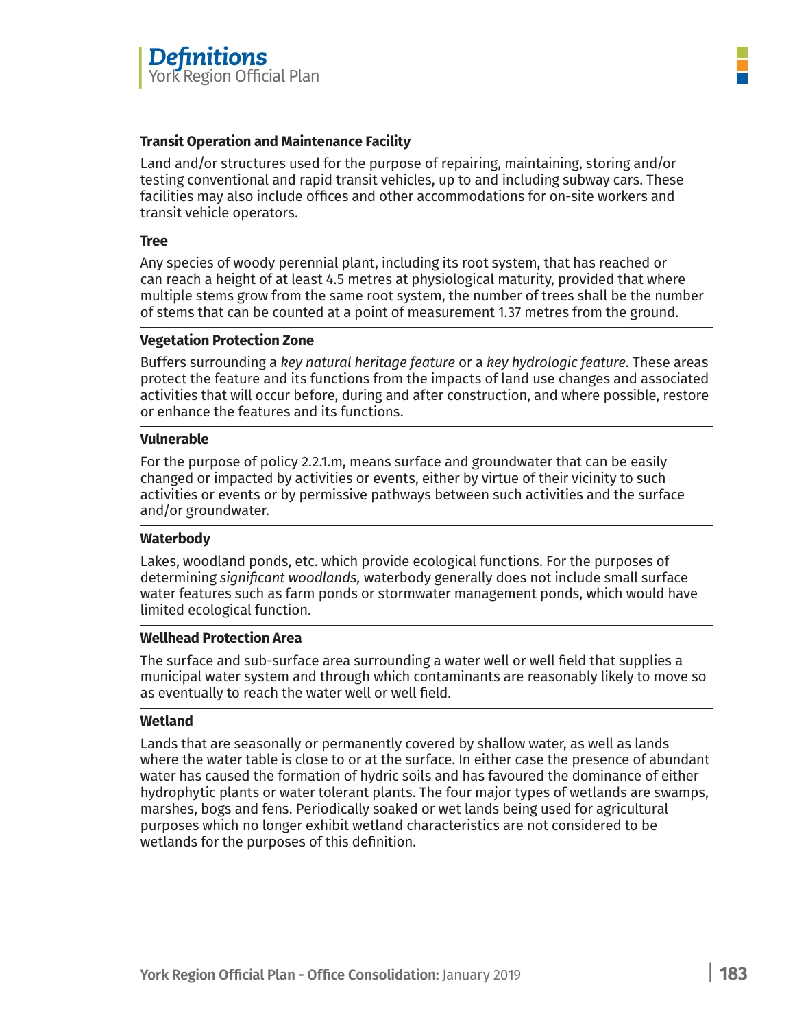### Transit Operation and Maintenance Facility

Land and/or structures used for the purpose of repairing, maintaining, storing and/or testing conventional and rapid transit vehicles, up to and including subway cars. These facilities may also include offices and other accommodations for on-site workers and transit vehicle operators.

### Tree

Any species of woody perennial plant, including its root system, that has reached or can reach a height of at least 4.5 metres at physiological maturity, provided that where multiple stems grow from the same root system, the number of trees shall be the number of stems that can be counted at a point of measurement 1.37 metres from the ground.

### Vegetation Protection Zone

Buffers surrounding a *key natural heritage feature* or a *key hydrologic feature.* These areas protect the feature and its functions from the impacts of land use changes and associated activities that will occur before, during and after construction, and where possible, restore or enhance the features and its functions.

### Vulnerable

For the purpose of policy 2.2.1.m, means surface and groundwater that can be easily changed or impacted by activities or events, either by virtue of their vicinity to such activities or events or by permissive pathways between such activities and the surface and/or groundwater.

### Waterbody

Lakes, woodland ponds, etc. which provide ecological functions. For the purposes of determining *significant woodlands,* waterbody generally does not include small surface water features such as farm ponds or stormwater management ponds, which would have limited ecological function.

### Wellhead Protection Area

The surface and sub-surface area surrounding a water well or well field that supplies a municipal water system and through which contaminants are reasonably likely to move so as eventually to reach the water well or well field.

### Wetland

Lands that are seasonally or permanently covered by shallow water, as well as lands where the water table is close to or at the surface. In either case the presence of abundant water has caused the formation of hydric soils and has favoured the dominance of either hydrophytic plants or water tolerant plants. The four major types of wetlands are swamps, marshes, bogs and fens. Periodically soaked or wet lands being used for agricultural purposes which no longer exhibit wetland characteristics are not considered to be wetlands for the purposes of this definition.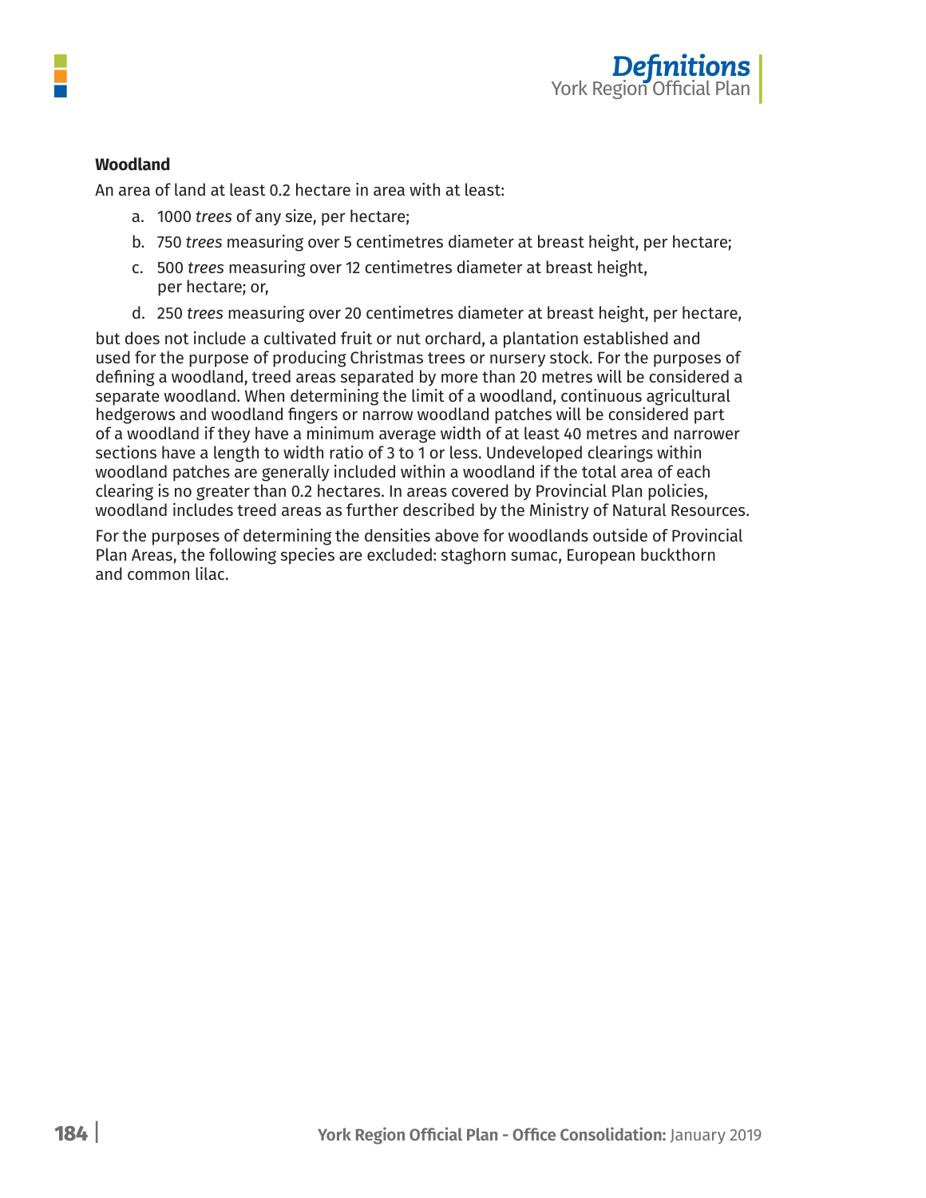**Woodland**

An area of land at least 0.2 hectare in area with at least:

a. 1000 *trees* of any size, per hectare;
b. 750 *trees* measuring over 5 centimetres diameter at breast height, per hectare;
c. 500 *trees* measuring over 12 centimetres diameter at breast height, per hectare; or,
d. 250 *trees* measuring over 20 centimetres diameter at breast height, per hectare,

but does not include a cultivated fruit or nut orchard, a plantation established and used for the purpose of producing Christmas trees or nursery stock. For the purposes of defining a woodland, treed areas separated by more than 20 metres will be considered a separate woodland. When determining the limit of a woodland, continuous agricultural hedgerows and woodland fingers or narrow woodland patches will be considered part of a woodland if they have a minimum average width of at least 40 metres and narrower sections have a length to width ratio of 3 to 1 or less. Undeveloped clearings within woodland patches are generally included within a woodland if the total area of each clearing is no greater than 0.2 hectares. In areas covered by Provincial Plan policies, woodland includes treed areas as further described by the Ministry of Natural Resources.

For the purposes of determining the densities above for woodlands outside of Provincial Plan Areas, the following species are excluded: staghorn sumac, European buckthorn and common lilac.